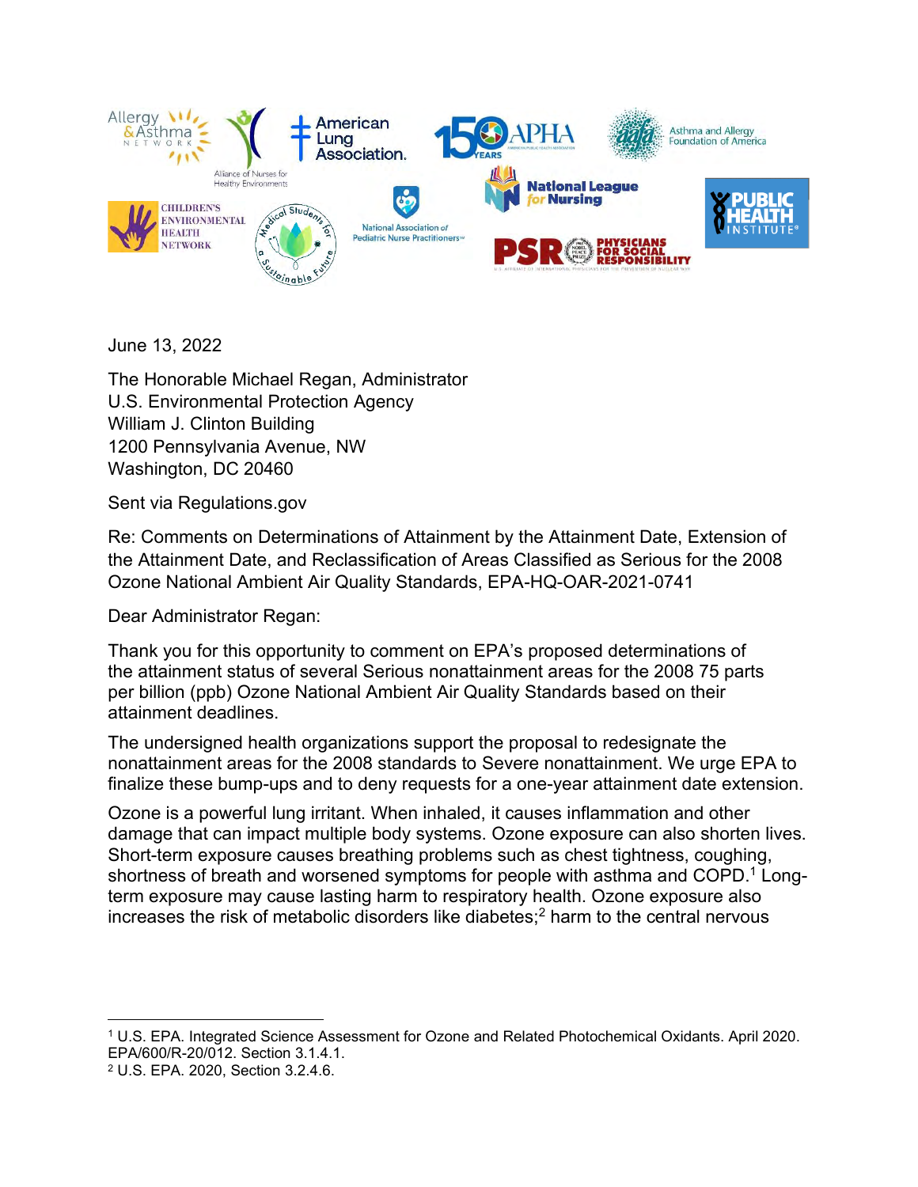June 13, 2022

The Honorable Michael Regan, Administrator
U.S. Environmental Protection Agency
William J. Clinton Building
1200 Pennsylvania Avenue, NW
Washington, DC 20460

Sent via Regulations.gov

Re: Comments on Determinations of Attainment by the Attainment Date, Extension of the Attainment Date, and Reclassification of Areas Classified as Serious for the 2008 Ozone National Ambient Air Quality Standards, EPA-HQ-OAR-2021-0741

Dear Administrator Regan:

Thank you for this opportunity to comment on EPA's proposed determinations of the attainment status of several Serious nonattainment areas for the 2008 75 parts per billion (ppb) Ozone National Ambient Air Quality Standards based on their attainment deadlines.

The undersigned health organizations support the proposal to redesignate the nonattainment areas for the 2008 standards to Severe nonattainment. We urge EPA to finalize these bump-ups and to deny requests for a one-year attainment date extension.

Ozone is a powerful lung irritant. When inhaled, it causes inflammation and other damage that can impact multiple body systems. Ozone exposure can also shorten lives. Short-term exposure causes breathing problems such as chest tightness, coughing, shortness of breath and worsened symptoms for people with asthma and COPD.[1] Long-term exposure may cause lasting harm to respiratory health. Ozone exposure also increases the risk of metabolic disorders like diabetes;[2] harm to the central nervous

---

[1] U.S. EPA. Integrated Science Assessment for Ozone and Related Photochemical Oxidants. April 2020. EPA/600/R-20/012. Section 3.1.4.1.

[2] U.S. EPA. 2020, Section 3.2.4.6.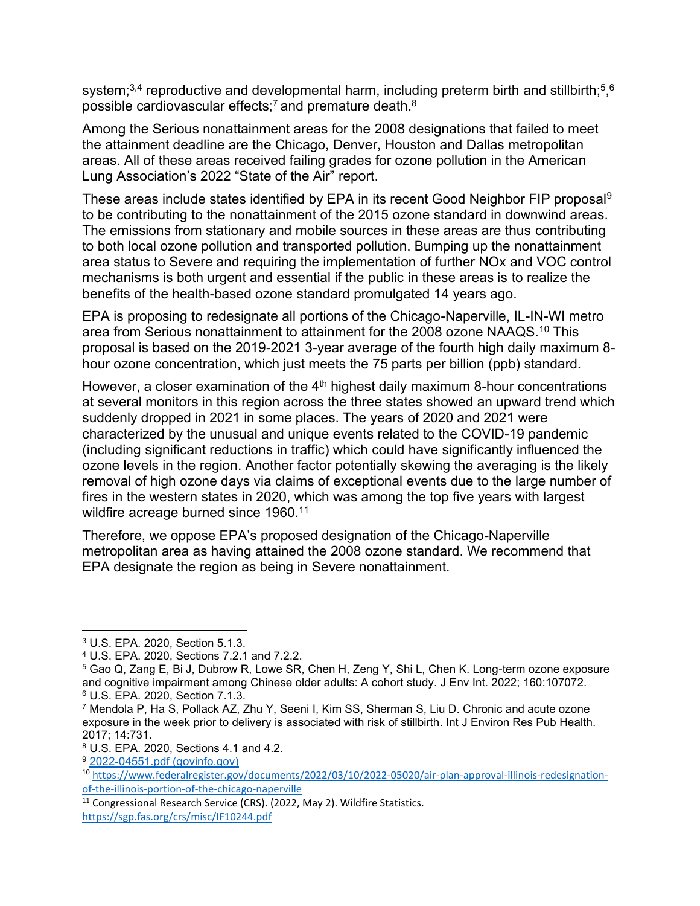system;[3,4] reproductive and developmental harm, including preterm birth and stillbirth;[5],[6] possible cardiovascular effects;[7] and premature death.[8]

Among the Serious nonattainment areas for the 2008 designations that failed to meet the attainment deadline are the Chicago, Denver, Houston and Dallas metropolitan areas. All of these areas received failing grades for ozone pollution in the American Lung Association's 2022 "State of the Air" report.

These areas include states identified by EPA in its recent Good Neighbor FIP proposal[9] to be contributing to the nonattainment of the 2015 ozone standard in downwind areas. The emissions from stationary and mobile sources in these areas are thus contributing to both local ozone pollution and transported pollution. Bumping up the nonattainment area status to Severe and requiring the implementation of further NOx and VOC control mechanisms is both urgent and essential if the public in these areas is to realize the benefits of the health-based ozone standard promulgated 14 years ago.

EPA is proposing to redesignate all portions of the Chicago-Naperville, IL-IN-WI metro area from Serious nonattainment to attainment for the 2008 ozone NAAQS.[10] This proposal is based on the 2019-2021 3-year average of the fourth high daily maximum 8-hour ozone concentration, which just meets the 75 parts per billion (ppb) standard.

However, a closer examination of the 4th highest daily maximum 8-hour concentrations at several monitors in this region across the three states showed an upward trend which suddenly dropped in 2021 in some places. The years of 2020 and 2021 were characterized by the unusual and unique events related to the COVID-19 pandemic (including significant reductions in traffic) which could have significantly influenced the ozone levels in the region. Another factor potentially skewing the averaging is the likely removal of high ozone days via claims of exceptional events due to the large number of fires in the western states in 2020, which was among the top five years with largest wildfire acreage burned since 1960.[11]

Therefore, we oppose EPA's proposed designation of the Chicago-Naperville metropolitan area as having attained the 2008 ozone standard. We recommend that EPA designate the region as being in Severe nonattainment.

---

[3] U.S. EPA. 2020, Section 5.1.3.

[4] U.S. EPA. 2020, Sections 7.2.1 and 7.2.2.

[5] Gao Q, Zang E, Bi J, Dubrow R, Lowe SR, Chen H, Zeng Y, Shi L, Chen K. Long-term ozone exposure and cognitive impairment among Chinese older adults: A cohort study. J Env Int. 2022; 160:107072.

[6] U.S. EPA. 2020, Section 7.1.3.

[7] Mendola P, Ha S, Pollack AZ, Zhu Y, Seeni I, Kim SS, Sherman S, Liu D. Chronic and acute ozone exposure in the week prior to delivery is associated with risk of stillbirth. Int J Environ Res Pub Health. 2017; 14:731.

[8] U.S. EPA. 2020, Sections 4.1 and 4.2.

[9] 2022-04551.pdf (govinfo.gov)

[10] https://www.federalregister.gov/documents/2022/03/10/2022-05020/air-plan-approval-illinois-redesignation-of-the-illinois-portion-of-the-chicago-naperville

[11] Congressional Research Service (CRS). (2022, May 2). Wildfire Statistics. https://sgp.fas.org/crs/misc/IF10244.pdf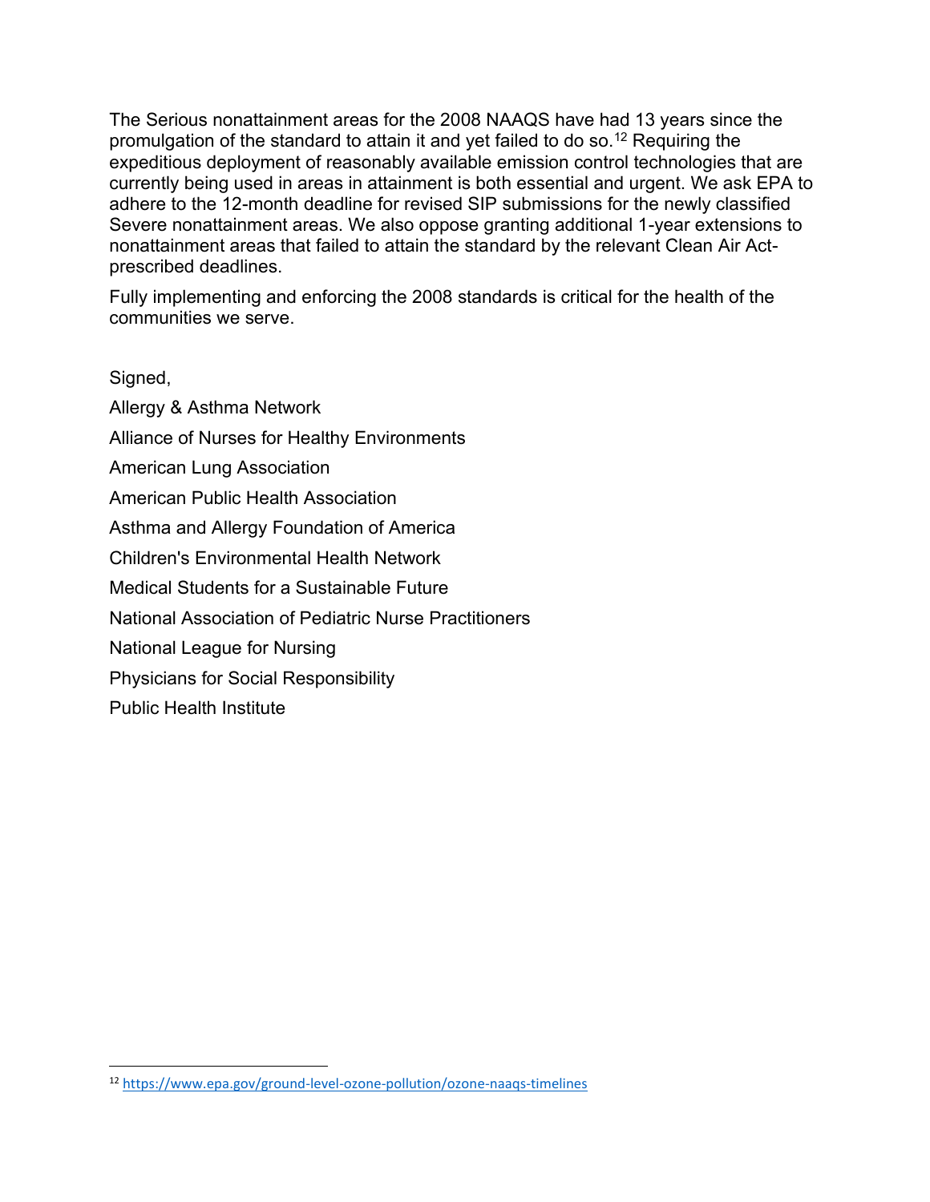The Serious nonattainment areas for the 2008 NAAQS have had 13 years since the promulgation of the standard to attain it and yet failed to do so.[12] Requiring the expeditious deployment of reasonably available emission control technologies that are currently being used in areas in attainment is both essential and urgent. We ask EPA to adhere to the 12-month deadline for revised SIP submissions for the newly classified Severe nonattainment areas. We also oppose granting additional 1-year extensions to nonattainment areas that failed to attain the standard by the relevant Clean Air Act-prescribed deadlines.

Fully implementing and enforcing the 2008 standards is critical for the health of the communities we serve.

Signed,

Allergy & Asthma Network

Alliance of Nurses for Healthy Environments

American Lung Association

American Public Health Association

Asthma and Allergy Foundation of America

Children's Environmental Health Network

Medical Students for a Sustainable Future

National Association of Pediatric Nurse Practitioners

National League for Nursing

Physicians for Social Responsibility

Public Health Institute

---

[12] https://www.epa.gov/ground-level-ozone-pollution/ozone-naaqs-timelines